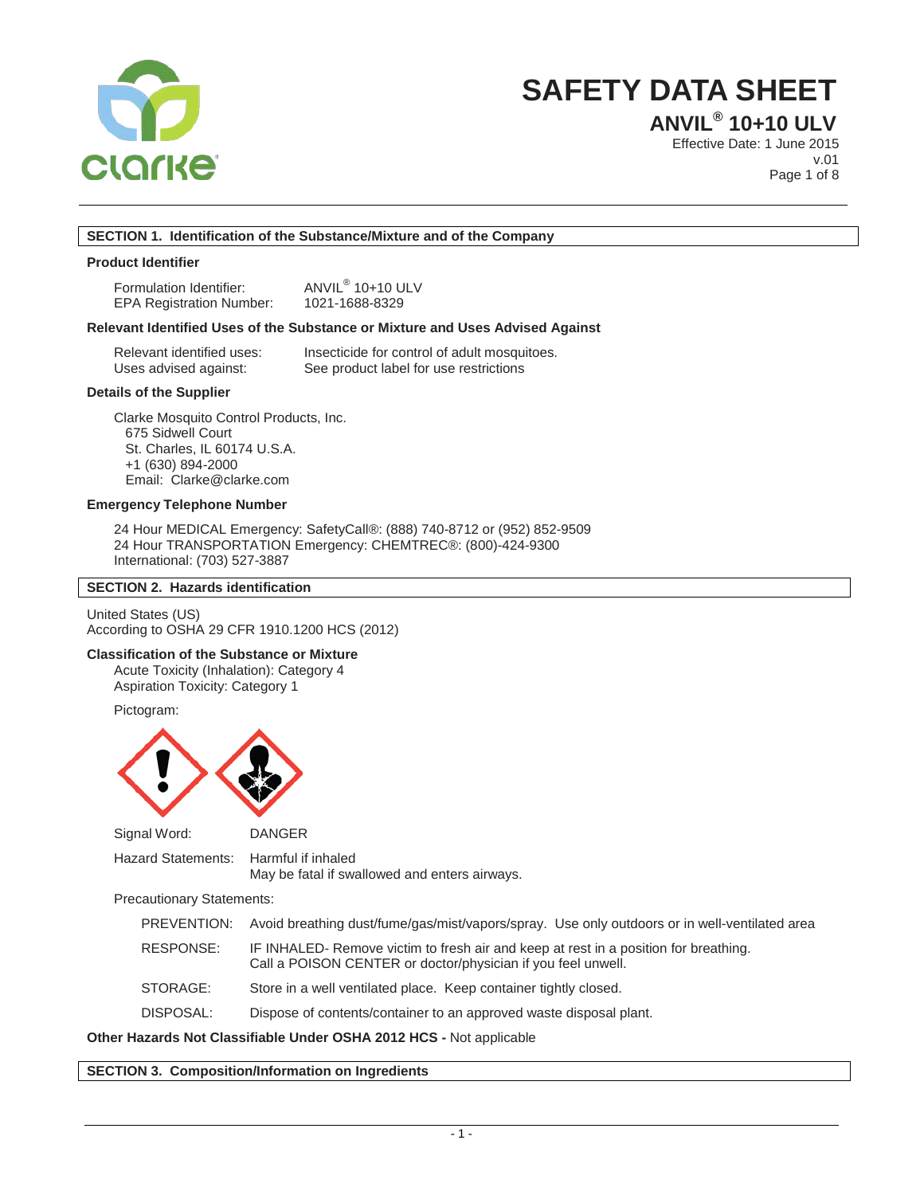# SAFETY DATA SHEET

## ANVIL® 10+10 ULV

Effective Date: 1 June 2015
v.01

## SECTION 1. Identification of the Substance/Mixture and of the Company

### Product Identifier

| | |
|---|---|
| Formulation Identifier: | ANVIL® 10+10 ULV |
| EPA Registration Number: | 1021-1688-8329 |

### Relevant Identified Uses of the Substance or Mixture and Uses Advised Against

| | |
|---|---|
| Relevant identified uses: | Insecticide for control of adult mosquitoes. |
| Uses advised against: | See product label for use restrictions |

### Details of the Supplier

Clarke Mosquito Control Products, Inc.
675 Sidwell Court
St. Charles, IL 60174 U.S.A.
+1 (630) 894-2000
Email: Clarke@clarke.com

### Emergency Telephone Number

24 Hour MEDICAL Emergency: SafetyCall®: (888) 740-8712 or (952) 852-9509
24 Hour TRANSPORTATION Emergency: CHEMTREC®: (800)-424-9300
International: (703) 527-3887

## SECTION 2. Hazards identification

United States (US)
According to OSHA 29 CFR 1910.1200 HCS (2012)

### Classification of the Substance or Mixture

Acute Toxicity (Inhalation): Category 4
Aspiration Toxicity: Category 1

Pictogram:

Signal Word: DANGER

Hazard Statements: Harmful if inhaled
May be fatal if swallowed and enters airways.

Precautionary Statements:

| | |
|---|---|
| PREVENTION: | Avoid breathing dust/fume/gas/mist/vapors/spray. Use only outdoors or in well-ventilated area |
| RESPONSE: | IF INHALED- Remove victim to fresh air and keep at rest in a position for breathing. Call a POISON CENTER or doctor/physician if you feel unwell. |
| STORAGE: | Store in a well ventilated place. Keep container tightly closed. |
| DISPOSAL: | Dispose of contents/container to an approved waste disposal plant. |

**Other Hazards Not Classifiable Under OSHA 2012 HCS -** Not applicable

## SECTION 3. Composition/Information on Ingredients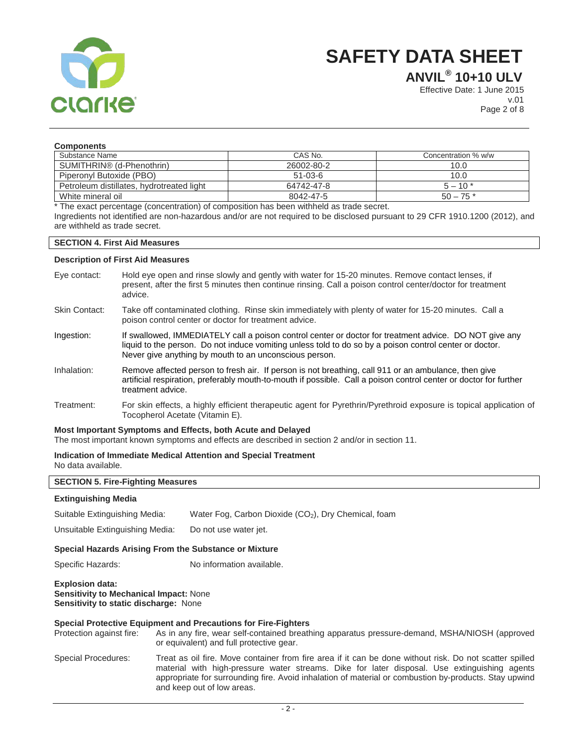**Components**

| Substance Name | CAS No. | Concentration % w/w |
|---|---|---|
| SUMITHRIN® (d-Phenothrin) | 26002-80-2 | 10.0 |
| Piperonyl Butoxide (PBO) | 51-03-6 | 10.0 |
| Petroleum distillates, hydrotreated light | 64742-47-8 | 5 – 10 * |
| White mineral oil | 8042-47-5 | 50 – 75 * |

* The exact percentage (concentration) of composition has been withheld as trade secret.

Ingredients not identified are non-hazardous and/or are not required to be disclosed pursuant to 29 CFR 1910.1200 (2012), and are withheld as trade secret.

## SECTION 4. First Aid Measures

**Description of First Aid Measures**

Eye contact: Hold eye open and rinse slowly and gently with water for 15-20 minutes. Remove contact lenses, if present, after the first 5 minutes then continue rinsing. Call a poison control center/doctor for treatment advice.

Skin Contact: Take off contaminated clothing. Rinse skin immediately with plenty of water for 15-20 minutes. Call a poison control center or doctor for treatment advice.

Ingestion: If swallowed, IMMEDIATELY call a poison control center or doctor for treatment advice. DO NOT give any liquid to the person. Do not induce vomiting unless told to do so by a poison control center or doctor. Never give anything by mouth to an unconscious person.

Inhalation: Remove affected person to fresh air. If person is not breathing, call 911 or an ambulance, then give artificial respiration, preferably mouth-to-mouth if possible. Call a poison control center or doctor for further treatment advice.

Treatment: For skin effects, a highly efficient therapeutic agent for Pyrethrin/Pyrethroid exposure is topical application of Tocopherol Acetate (Vitamin E).

**Most Important Symptoms and Effects, both Acute and Delayed**

The most important known symptoms and effects are described in section 2 and/or in section 11.

**Indication of Immediate Medical Attention and Special Treatment**

No data available.

## SECTION 5. Fire-Fighting Measures

**Extinguishing Media**

Suitable Extinguishing Media: Water Fog, Carbon Dioxide ($CO_2$), Dry Chemical, foam

Unsuitable Extinguishing Media: Do not use water jet.

**Special Hazards Arising From the Substance or Mixture**

Specific Hazards: No information available.

**Explosion data:**
**Sensitivity to Mechanical Impact:** None
**Sensitivity to static discharge:** None

**Special Protective Equipment and Precautions for Fire-Fighters**

Protection against fire: As in any fire, wear self-contained breathing apparatus pressure-demand, MSHA/NIOSH (approved or equivalent) and full protective gear.

Special Procedures: Treat as oil fire. Move container from fire area if it can be done without risk. Do not scatter spilled material with high-pressure water streams. Dike for later disposal. Use extinguishing agents appropriate for surrounding fire. Avoid inhalation of material or combustion by-products. Stay upwind and keep out of low areas.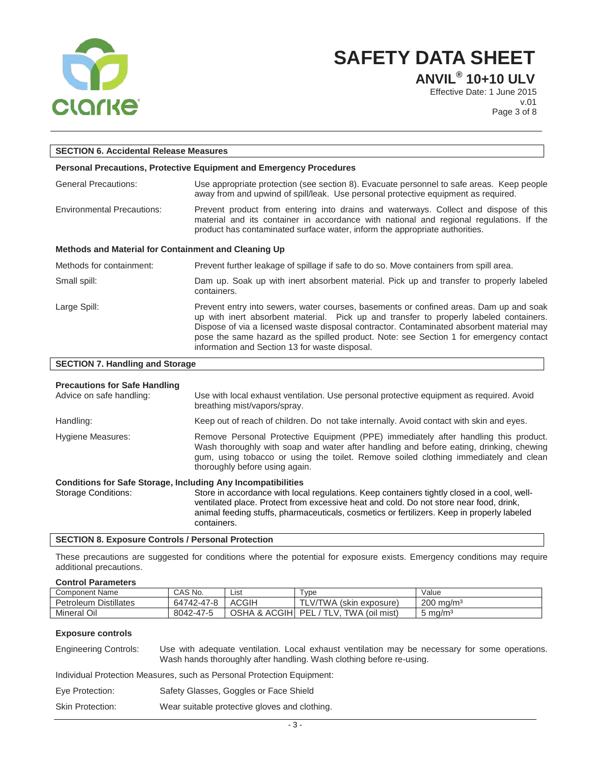## SECTION 6. Accidental Release Measures

### Personal Precautions, Protective Equipment and Emergency Procedures

General Precautions: Use appropriate protection (see section 8). Evacuate personnel to safe areas. Keep people away from and upwind of spill/leak. Use personal protective equipment as required.

Environmental Precautions: Prevent product from entering into drains and waterways. Collect and dispose of this material and its container in accordance with national and regional regulations. If the product has contaminated surface water, inform the appropriate authorities.

### Methods and Material for Containment and Cleaning Up

Methods for containment: Prevent further leakage of spillage if safe to do so. Move containers from spill area.

Small spill: Dam up. Soak up with inert absorbent material. Pick up and transfer to properly labeled containers.

Large Spill: Prevent entry into sewers, water courses, basements or confined areas. Dam up and soak up with inert absorbent material. Pick up and transfer to properly labeled containers. Dispose of via a licensed waste disposal contractor. Contaminated absorbent material may pose the same hazard as the spilled product. Note: see Section 1 for emergency contact information and Section 13 for waste disposal.

## SECTION 7. Handling and Storage

### Precautions for Safe Handling

Advice on safe handling: Use with local exhaust ventilation. Use personal protective equipment as required. Avoid breathing mist/vapors/spray.

Handling: Keep out of reach of children. Do not take internally. Avoid contact with skin and eyes.

Hygiene Measures: Remove Personal Protective Equipment (PPE) immediately after handling this product. Wash thoroughly with soap and water after handling and before eating, drinking, chewing gum, using tobacco or using the toilet. Remove soiled clothing immediately and clean thoroughly before using again.

### Conditions for Safe Storage, Including Any Incompatibilities

Storage Conditions: Store in accordance with local regulations. Keep containers tightly closed in a cool, well-ventilated place. Protect from excessive heat and cold. Do not store near food, drink, animal feeding stuffs, pharmaceuticals, cosmetics or fertilizers. Keep in properly labeled containers.

## SECTION 8. Exposure Controls / Personal Protection

These precautions are suggested for conditions where the potential for exposure exists. Emergency conditions may require additional precautions.

### Control Parameters

| Component Name | CAS No. | List | Type | Value |
|---|---|---|---|---|
| Petroleum Distillates | 64742-47-8 | ACGIH | TLV/TWA (skin exposure) | 200 $mg/m^3$ |
| Mineral Oil | 8042-47-5 | OSHA & ACGIH | PEL / TLV, TWA (oil mist) | 5 $mg/m^3$ |

### Exposure controls

Engineering Controls: Use with adequate ventilation. Local exhaust ventilation may be necessary for some operations. Wash hands thoroughly after handling. Wash clothing before re-using.

Individual Protection Measures, such as Personal Protection Equipment:

Eye Protection: Safety Glasses, Goggles or Face Shield

Skin Protection: Wear suitable protective gloves and clothing.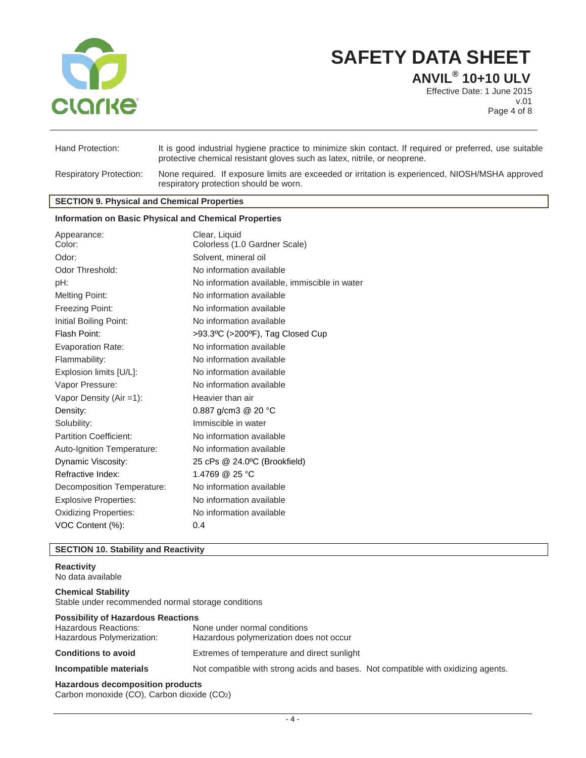| | |
|---|---|
| Hand Protection: | It is good industrial hygiene practice to minimize skin contact. If required or preferred, use suitable protective chemical resistant gloves such as latex, nitrile, or neoprene. |
| Respiratory Protection: | None required. If exposure limits are exceeded or irritation is experienced, NIOSH/MSHA approved respiratory protection should be worn. |

## SECTION 9. Physical and Chemical Properties

### Information on Basic Physical and Chemical Properties

| | |
|---|---|
| Appearance: | Clear, Liquid |
| Color: | Colorless (1.0 Gardner Scale) |
| Odor: | Solvent, mineral oil |
| Odor Threshold: | No information available |
| pH: | No information available, immiscible in water |
| Melting Point: | No information available |
| Freezing Point: | No information available |
| Initial Boiling Point: | No information available |
| Flash Point: | >93.3ºC (>200ºF), Tag Closed Cup |
| Evaporation Rate: | No information available |
| Flammability: | No information available |
| Explosion limits [U/L]: | No information available |
| Vapor Pressure: | No information available |
| Vapor Density (Air =1): | Heavier than air |
| Density: | 0.887 g/cm3 @ 20 °C |
| Solubility: | Immiscible in water |
| Partition Coefficient: | No information available |
| Auto-Ignition Temperature: | No information available |
| Dynamic Viscosity: | 25 cPs @ 24.0ºC (Brookfield) |
| Refractive Index: | 1.4769 @ 25 °C |
| Decomposition Temperature: | No information available |
| Explosive Properties: | No information available |
| Oxidizing Properties: | No information available |
| VOC Content (%): | 0.4 |

## SECTION 10. Stability and Reactivity

**Reactivity**
No data available

**Chemical Stability**
Stable under recommended normal storage conditions

**Possibility of Hazardous Reactions**

| | |
|---|---|
| Hazardous Reactions: | None under normal conditions |
| Hazardous Polymerization: | Hazardous polymerization does not occur |
| **Conditions to avoid** | Extremes of temperature and direct sunlight |
| **Incompatible materials** | Not compatible with strong acids and bases. Not compatible with oxidizing agents. |

**Hazardous decomposition products**
Carbon monoxide (CO), Carbon dioxide ($CO_2$)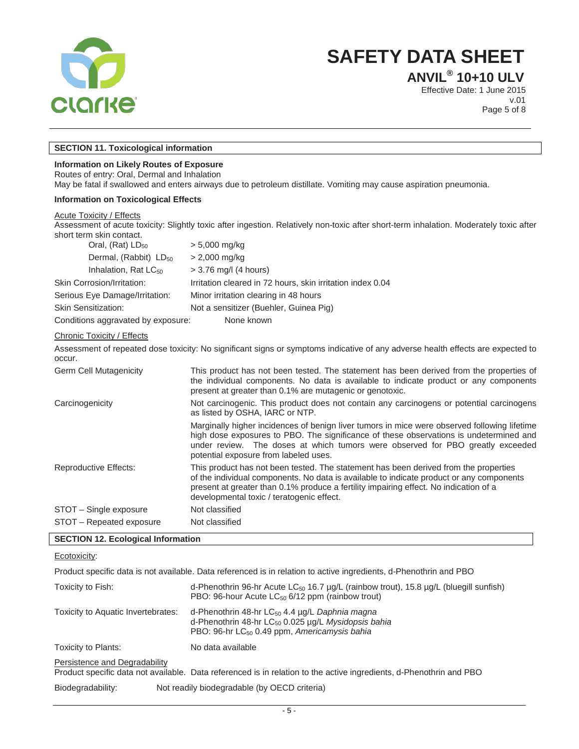## SECTION 11. Toxicological information

**Information on Likely Routes of Exposure**

Routes of entry: Oral, Dermal and Inhalation

May be fatal if swallowed and enters airways due to petroleum distillate. Vomiting may cause aspiration pneumonia.

**Information on Toxicological Effects**

Acute Toxicity / Effects

Assessment of acute toxicity: Slightly toxic after ingestion. Relatively non-toxic after short-term inhalation. Moderately toxic after short term skin contact.

| | |
|---|---|
| Oral, (Rat) $LD_{50}$ | > 5,000 mg/kg |
| Dermal, (Rabbit) $LD_{50}$ | > 2,000 mg/kg |
| Inhalation, Rat $LC_{50}$ | > 3.76 mg/l (4 hours) |
| Skin Corrosion/Irritation: | Irritation cleared in 72 hours, skin irritation index 0.04 |
| Serious Eye Damage/Irritation: | Minor irritation clearing in 48 hours |
| Skin Sensitization: | Not a sensitizer (Buehler, Guinea Pig) |
| Conditions aggravated by exposure: | None known |

Chronic Toxicity / Effects

Assessment of repeated dose toxicity: No significant signs or symptoms indicative of any adverse health effects are expected to occur.

| | |
|---|---|
| Germ Cell Mutagenicity | This product has not been tested. The statement has been derived from the properties of the individual components. No data is available to indicate product or any components present at greater than 0.1% are mutagenic or genotoxic. |
| Carcinogenicity | Not carcinogenic. This product does not contain any carcinogens or potential carcinogens as listed by OSHA, IARC or NTP. |
| | Marginally higher incidences of benign liver tumors in mice were observed following lifetime high dose exposures to PBO. The significance of these observations is undetermined and under review. The doses at which tumors were observed for PBO greatly exceeded potential exposure from labeled uses. |
| Reproductive Effects: | This product has not been tested. The statement has been derived from the properties of the individual components. No data is available to indicate product or any components present at greater than 0.1% produce a fertility impairing effect. No indication of a developmental toxic / teratogenic effect. |
| STOT – Single exposure | Not classified |
| STOT – Repeated exposure | Not classified |

## SECTION 12. Ecological Information

Ecotoxicity:

Product specific data is not available. Data referenced is in relation to active ingredients, d-Phenothrin and PBO

| | |
|---|---|
| Toxicity to Fish: | d-Phenothrin 96-hr Acute $LC_{50}$ 16.7 µg/L (rainbow trout), 15.8 µg/L (bluegill sunfish)<br>PBO: 96-hour Acute $LC_{50}$ 6/12 ppm (rainbow trout) |
| Toxicity to Aquatic Invertebrates: | d-Phenothrin 48-hr $LC_{50}$ 4.4 µg/L *Daphnia magna*<br>d-Phenothrin 48-hr $LC_{50}$ 0.025 µg/L *Mysidopsis bahia*<br>PBO: 96-hr $LC_{50}$ 0.49 ppm, *Americamysis bahia* |
| Toxicity to Plants: | No data available |

Persistence and Degradability

Product specific data not available. Data referenced is in relation to the active ingredients, d-Phenothrin and PBO

Biodegradability: Not readily biodegradable (by OECD criteria)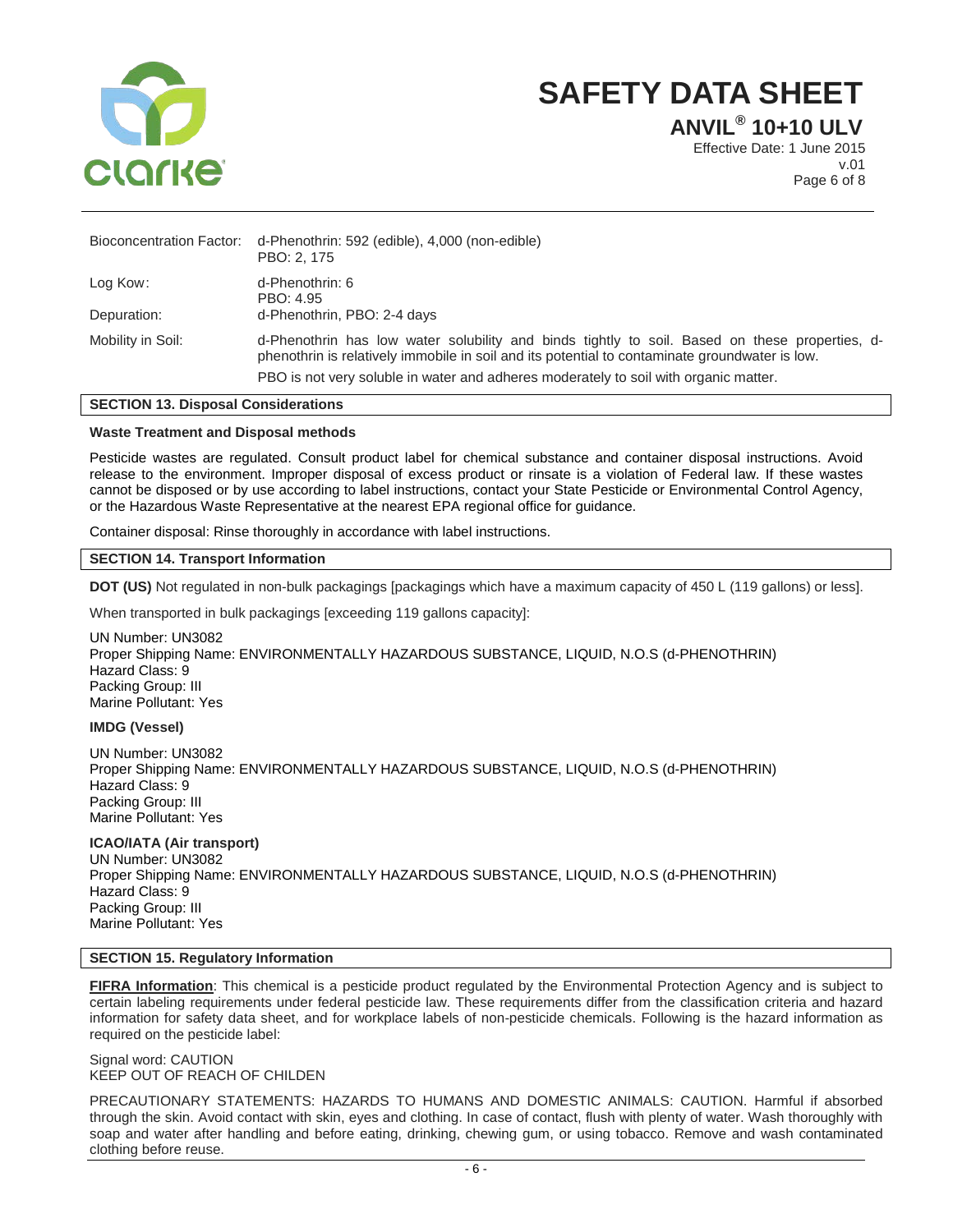| | |
|---|---|
| Bioconcentration Factor: | d-Phenothrin: 592 (edible), 4,000 (non-edible)<br>PBO: 2, 175 |
| Log Kow: | d-Phenothrin: 6<br>PBO: 4.95 |
| Depuration: | d-Phenothrin, PBO: 2-4 days |
| Mobility in Soil: | d-Phenothrin has low water solubility and binds tightly to soil. Based on these properties, d-phenothrin is relatively immobile in soil and its potential to contaminate groundwater is low.<br>PBO is not very soluble in water and adheres moderately to soil with organic matter. |

## SECTION 13. Disposal Considerations

**Waste Treatment and Disposal methods**

Pesticide wastes are regulated. Consult product label for chemical substance and container disposal instructions. Avoid release to the environment. Improper disposal of excess product or rinsate is a violation of Federal law. If these wastes cannot be disposed or by use according to label instructions, contact your State Pesticide or Environmental Control Agency, or the Hazardous Waste Representative at the nearest EPA regional office for guidance.

Container disposal: Rinse thoroughly in accordance with label instructions.

## SECTION 14. Transport Information

**DOT (US)** Not regulated in non-bulk packagings [packagings which have a maximum capacity of 450 L (119 gallons) or less].

When transported in bulk packagings [exceeding 119 gallons capacity]:

UN Number: UN3082
Proper Shipping Name: ENVIRONMENTALLY HAZARDOUS SUBSTANCE, LIQUID, N.O.S (d-PHENOTHRIN)
Hazard Class: 9
Packing Group: III
Marine Pollutant: Yes

**IMDG (Vessel)**

UN Number: UN3082
Proper Shipping Name: ENVIRONMENTALLY HAZARDOUS SUBSTANCE, LIQUID, N.O.S (d-PHENOTHRIN)
Hazard Class: 9
Packing Group: III
Marine Pollutant: Yes

**ICAO/IATA (Air transport)**
UN Number: UN3082
Proper Shipping Name: ENVIRONMENTALLY HAZARDOUS SUBSTANCE, LIQUID, N.O.S (d-PHENOTHRIN)
Hazard Class: 9
Packing Group: III
Marine Pollutant: Yes

## SECTION 15. Regulatory Information

**FIFRA Information**: This chemical is a pesticide product regulated by the Environmental Protection Agency and is subject to certain labeling requirements under federal pesticide law. These requirements differ from the classification criteria and hazard information for safety data sheet, and for workplace labels of non-pesticide chemicals. Following is the hazard information as required on the pesticide label:

Signal word: CAUTION
KEEP OUT OF REACH OF CHILDEN

PRECAUTIONARY STATEMENTS: HAZARDS TO HUMANS AND DOMESTIC ANIMALS: CAUTION. Harmful if absorbed through the skin. Avoid contact with skin, eyes and clothing. In case of contact, flush with plenty of water. Wash thoroughly with soap and water after handling and before eating, drinking, chewing gum, or using tobacco. Remove and wash contaminated clothing before reuse.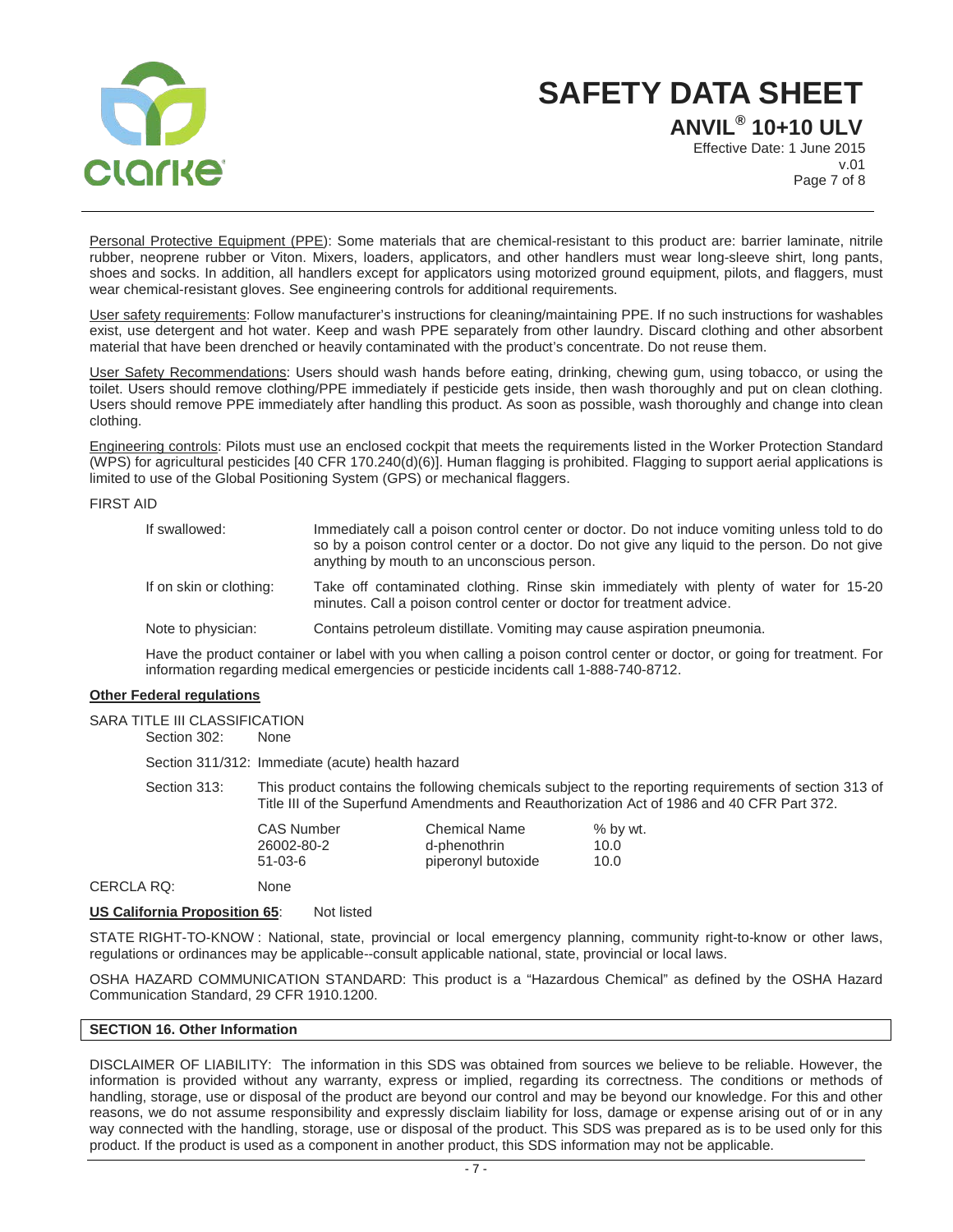Personal Protective Equipment (PPE): Some materials that are chemical-resistant to this product are: barrier laminate, nitrile rubber, neoprene rubber or Viton. Mixers, loaders, applicators, and other handlers must wear long-sleeve shirt, long pants, shoes and socks. In addition, all handlers except for applicators using motorized ground equipment, pilots, and flaggers, must wear chemical-resistant gloves. See engineering controls for additional requirements.

User safety requirements: Follow manufacturer's instructions for cleaning/maintaining PPE. If no such instructions for washables exist, use detergent and hot water. Keep and wash PPE separately from other laundry. Discard clothing and other absorbent material that have been drenched or heavily contaminated with the product's concentrate. Do not reuse them.

User Safety Recommendations: Users should wash hands before eating, drinking, chewing gum, using tobacco, or using the toilet. Users should remove clothing/PPE immediately if pesticide gets inside, then wash thoroughly and put on clean clothing. Users should remove PPE immediately after handling this product. As soon as possible, wash thoroughly and change into clean clothing.

Engineering controls: Pilots must use an enclosed cockpit that meets the requirements listed in the Worker Protection Standard (WPS) for agricultural pesticides [40 CFR 170.240(d)(6)]. Human flagging is prohibited. Flagging to support aerial applications is limited to use of the Global Positioning System (GPS) or mechanical flaggers.

FIRST AID

| | |
|---|---|
| If swallowed: | Immediately call a poison control center or doctor. Do not induce vomiting unless told to do so by a poison control center or a doctor. Do not give any liquid to the person. Do not give anything by mouth to an unconscious person. |
| If on skin or clothing: | Take off contaminated clothing. Rinse skin immediately with plenty of water for 15-20 minutes. Call a poison control center or doctor for treatment advice. |
| Note to physician: | Contains petroleum distillate. Vomiting may cause aspiration pneumonia. |

Have the product container or label with you when calling a poison control center or doctor, or going for treatment. For information regarding medical emergencies or pesticide incidents call 1-888-740-8712.

**Other Federal regulations**

SARA TITLE III CLASSIFICATION

Section 302: None

Section 311/312: Immediate (acute) health hazard

Section 313: This product contains the following chemicals subject to the reporting requirements of section 313 of Title III of the Superfund Amendments and Reauthorization Act of 1986 and 40 CFR Part 372.

| CAS Number | Chemical Name | % by wt. |
|---|---|---|
| 26002-80-2 | d-phenothrin | 10.0 |
| 51-03-6 | piperonyl butoxide | 10.0 |

CERCLA RQ: None

**US California Proposition 65**: Not listed

STATE RIGHT-TO-KNOW : National, state, provincial or local emergency planning, community right-to-know or other laws, regulations or ordinances may be applicable--consult applicable national, state, provincial or local laws.

OSHA HAZARD COMMUNICATION STANDARD: This product is a "Hazardous Chemical" as defined by the OSHA Hazard Communication Standard, 29 CFR 1910.1200.

## SECTION 16. Other Information

DISCLAIMER OF LIABILITY: The information in this SDS was obtained from sources we believe to be reliable. However, the information is provided without any warranty, express or implied, regarding its correctness. The conditions or methods of handling, storage, use or disposal of the product are beyond our control and may be beyond our knowledge. For this and other reasons, we do not assume responsibility and expressly disclaim liability for loss, damage or expense arising out of or in any way connected with the handling, storage, use or disposal of the product. This SDS was prepared as is to be used only for this product. If the product is used as a component in another product, this SDS information may not be applicable.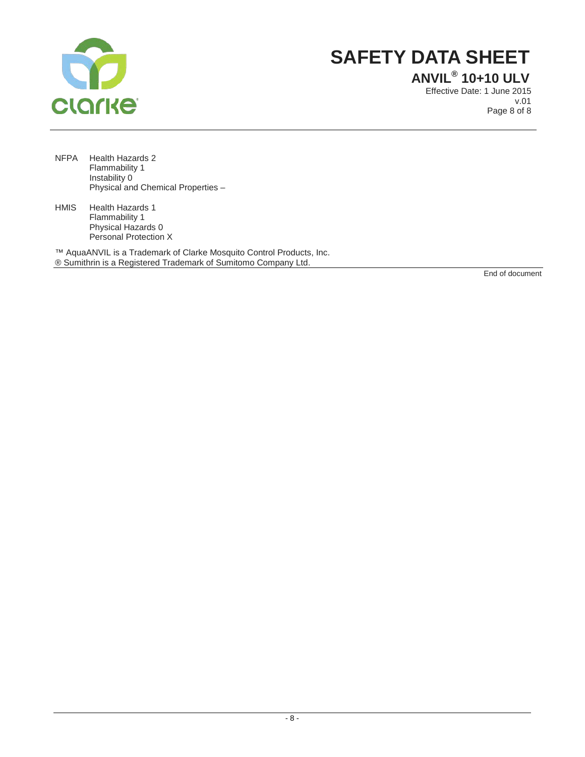NFPA Health Hazards 2
Flammability 1
Instability 0
Physical and Chemical Properties –

HMIS Health Hazards 1
Flammability 1
Physical Hazards 0
Personal Protection X

™ AquaANVIL is a Trademark of Clarke Mosquito Control Products, Inc.
® Sumithrin is a Registered Trademark of Sumitomo Company Ltd.

End of document